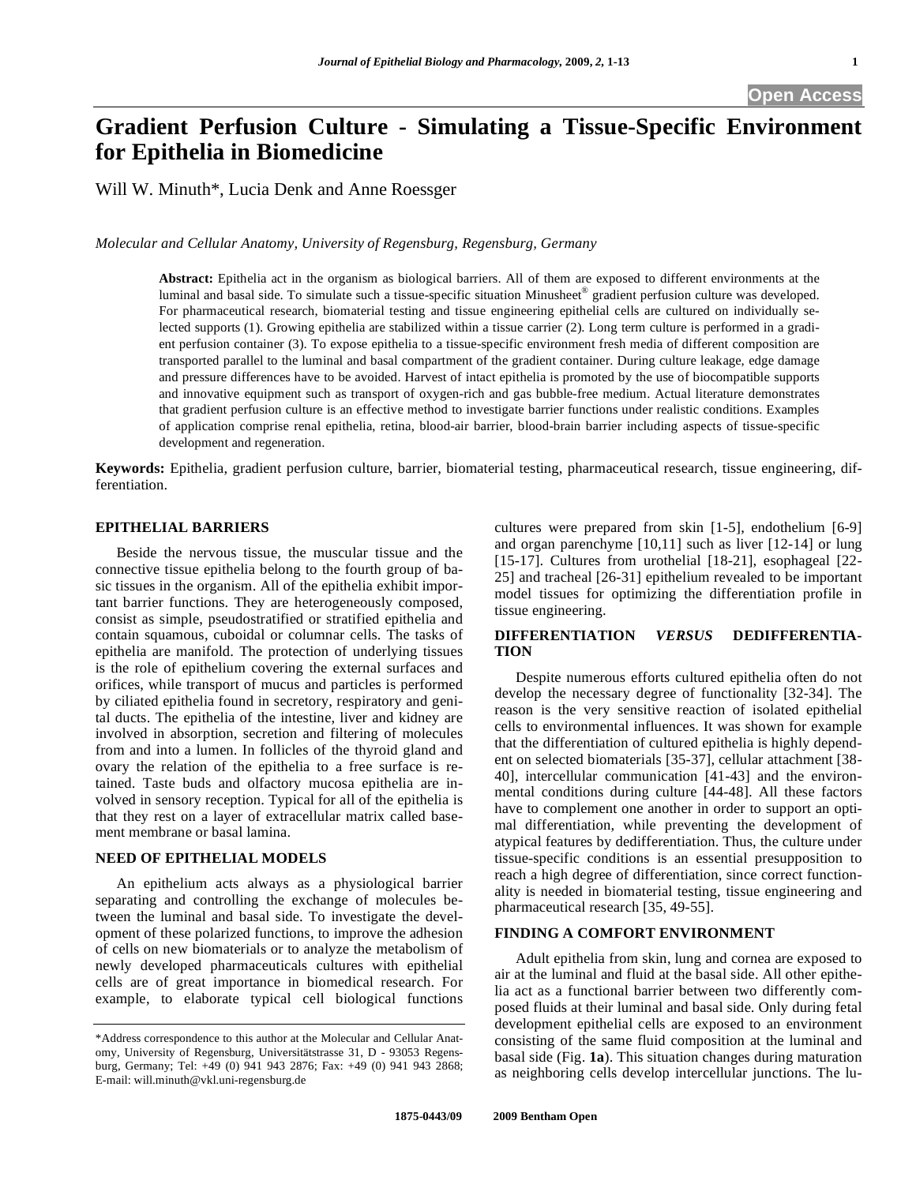Open Access

# Gradient Perfusion Culture - Simulating a Tissue-Specific Environment for Epithelia in Biomedicine

Will W. Minuth*, Lucia Denk and Anne Roessger

*Molecular and Cellular Anatomy, University of Regensburg, Regensburg, Germany*

**Abstract:** Epithelia act in the organism as biological barriers. All of them are exposed to different environments at the luminal and basal side. To simulate such a tissue-specific situation Minusheet® gradient perfusion culture was developed. For pharmaceutical research, biomaterial testing and tissue engineering epithelial cells are cultured on individually selected supports (1). Growing epithelia are stabilized within a tissue carrier (2). Long term culture is performed in a gradient perfusion container (3). To expose epithelia to a tissue-specific environment fresh media of different composition are transported parallel to the luminal and basal compartment of the gradient container. During culture leakage, edge damage and pressure differences have to be avoided. Harvest of intact epithelia is promoted by the use of biocompatible supports and innovative equipment such as transport of oxygen-rich and gas bubble-free medium. Actual literature demonstrates that gradient perfusion culture is an effective method to investigate barrier functions under realistic conditions. Examples of application comprise renal epithelia, retina, blood-air barrier, blood-brain barrier including aspects of tissue-specific development and regeneration.

**Keywords:** Epithelia, gradient perfusion culture, barrier, biomaterial testing, pharmaceutical research, tissue engineering, differentiation.

## EPITHELIAL BARRIERS

Beside the nervous tissue, the muscular tissue and the connective tissue epithelia belong to the fourth group of basic tissues in the organism. All of the epithelia exhibit important barrier functions. They are heterogeneously composed, consist as simple, pseudostratified or stratified epithelia and contain squamous, cuboidal or columnar cells. The tasks of epithelia are manifold. The protection of underlying tissues is the role of epithelium covering the external surfaces and orifices, while transport of mucus and particles is performed by ciliated epithelia found in secretory, respiratory and genital ducts. The epithelia of the intestine, liver and kidney are involved in absorption, secretion and filtering of molecules from and into a lumen. In follicles of the thyroid gland and ovary the relation of the epithelia to a free surface is retained. Taste buds and olfactory mucosa epithelia are involved in sensory reception. Typical for all of the epithelia is that they rest on a layer of extracellular matrix called basement membrane or basal lamina.

## NEED OF EPITHELIAL MODELS

An epithelium acts always as a physiological barrier separating and controlling the exchange of molecules between the luminal and basal side. To investigate the development of these polarized functions, to improve the adhesion of cells on new biomaterials or to analyze the metabolism of newly developed pharmaceuticals cultures with epithelial cells are of great importance in biomedical research. For example, to elaborate typical cell biological functions cultures were prepared from skin [1-5], endothelium [6-9] and organ parenchyme [10,11] such as liver [12-14] or lung [15-17]. Cultures from urothelial [18-21], esophageal [22-25] and tracheal [26-31] epithelium revealed to be important model tissues for optimizing the differentiation profile in tissue engineering.

## DIFFERENTIATION *VERSUS* DEDIFFERENTIATION

Despite numerous efforts cultured epithelia often do not develop the necessary degree of functionality [32-34]. The reason is the very sensitive reaction of isolated epithelial cells to environmental influences. It was shown for example that the differentiation of cultured epithelia is highly dependent on selected biomaterials [35-37], cellular attachment [38-40], intercellular communication [41-43] and the environmental conditions during culture [44-48]. All these factors have to complement one another in order to support an optimal differentiation, while preventing the development of atypical features by dedifferentiation. Thus, the culture under tissue-specific conditions is an essential presupposition to reach a high degree of differentiation, since correct functionality is needed in biomaterial testing, tissue engineering and pharmaceutical research [35, 49-55].

## FINDING A COMFORT ENVIRONMENT

Adult epithelia from skin, lung and cornea are exposed to air at the luminal and fluid at the basal side. All other epithelia act as a functional barrier between two differently composed fluids at their luminal and basal side. Only during fetal development epithelial cells are exposed to an environment consisting of the same fluid composition at the luminal and basal side (Fig. **1a**). This situation changes during maturation as neighboring cells develop intercellular junctions. The lu-

*Address correspondence to this author at the Molecular and Cellular Anatomy, University of Regensburg, Universitätstrasse 31, D - 93053 Regensburg, Germany; Tel: +49 (0) 941 943 2876; Fax: +49 (0) 941 943 2868; E-mail: will.minuth@vkl.uni-regensburg.de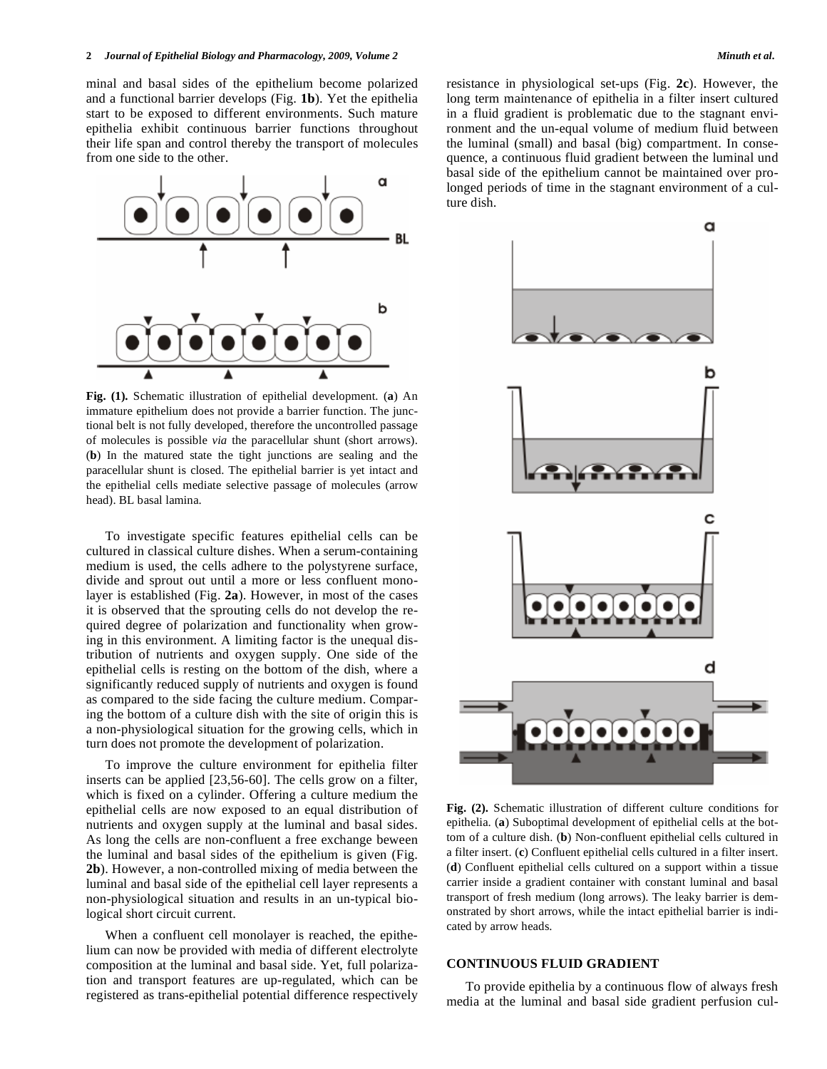minal and basal sides of the epithelium become polarized and a functional barrier develops (Fig. **1b**). Yet the epithelia start to be exposed to different environments. Such mature epithelia exhibit continuous barrier functions throughout their life span and control thereby the transport of molecules from one side to the other.

**Fig. (1).** Schematic illustration of epithelial development. (**a**) An immature epithelium does not provide a barrier function. The junctional belt is not fully developed, therefore the uncontrolled passage of molecules is possible *via* the paracellular shunt (short arrows). (**b**) In the matured state the tight junctions are sealing and the paracellular shunt is closed. The epithelial barrier is yet intact and the epithelial cells mediate selective passage of molecules (arrow head). BL basal lamina.

To investigate specific features epithelial cells can be cultured in classical culture dishes. When a serum-containing medium is used, the cells adhere to the polystyrene surface, divide and sprout out until a more or less confluent monolayer is established (Fig. **2a**). However, in most of the cases it is observed that the sprouting cells do not develop the required degree of polarization and functionality when growing in this environment. A limiting factor is the unequal distribution of nutrients and oxygen supply. One side of the epithelial cells is resting on the bottom of the dish, where a significantly reduced supply of nutrients and oxygen is found as compared to the side facing the culture medium. Comparing the bottom of a culture dish with the site of origin this is a non-physiological situation for the growing cells, which in turn does not promote the development of polarization.

To improve the culture environment for epithelia filter inserts can be applied [23,56-60]. The cells grow on a filter, which is fixed on a cylinder. Offering a culture medium the epithelial cells are now exposed to an equal distribution of nutrients and oxygen supply at the luminal and basal sides. As long the cells are non-confluent a free exchange beween the luminal and basal sides of the epithelium is given (Fig. **2b**). However, a non-controlled mixing of media between the luminal and basal side of the epithelial cell layer represents a non-physiological situation and results in an un-typical biological short circuit current.

When a confluent cell monolayer is reached, the epithelium can now be provided with media of different electrolyte composition at the luminal and basal side. Yet, full polarization and transport features are up-regulated, which can be registered as trans-epithelial potential difference respectively resistance in physiological set-ups (Fig. **2c**). However, the long term maintenance of epithelia in a filter insert cultured in a fluid gradient is problematic due to the stagnant environment and the un-equal volume of medium fluid between the luminal (small) and basal (big) compartment. In consequence, a continuous fluid gradient between the luminal und basal side of the epithelium cannot be maintained over prolonged periods of time in the stagnant environment of a culture dish.

**Fig. (2).** Schematic illustration of different culture conditions for epithelia. (**a**) Suboptimal development of epithelial cells at the bottom of a culture dish. (**b**) Non-confluent epithelial cells cultured in a filter insert. (**c**) Confluent epithelial cells cultured in a filter insert. (**d**) Confluent epithelial cells cultured on a support within a tissue carrier inside a gradient container with constant luminal and basal transport of fresh medium (long arrows). The leaky barrier is demonstrated by short arrows, while the intact epithelial barrier is indicated by arrow heads.

## CONTINUOUS FLUID GRADIENT

To provide epithelia by a continuous flow of always fresh media at the luminal and basal side gradient perfusion cul-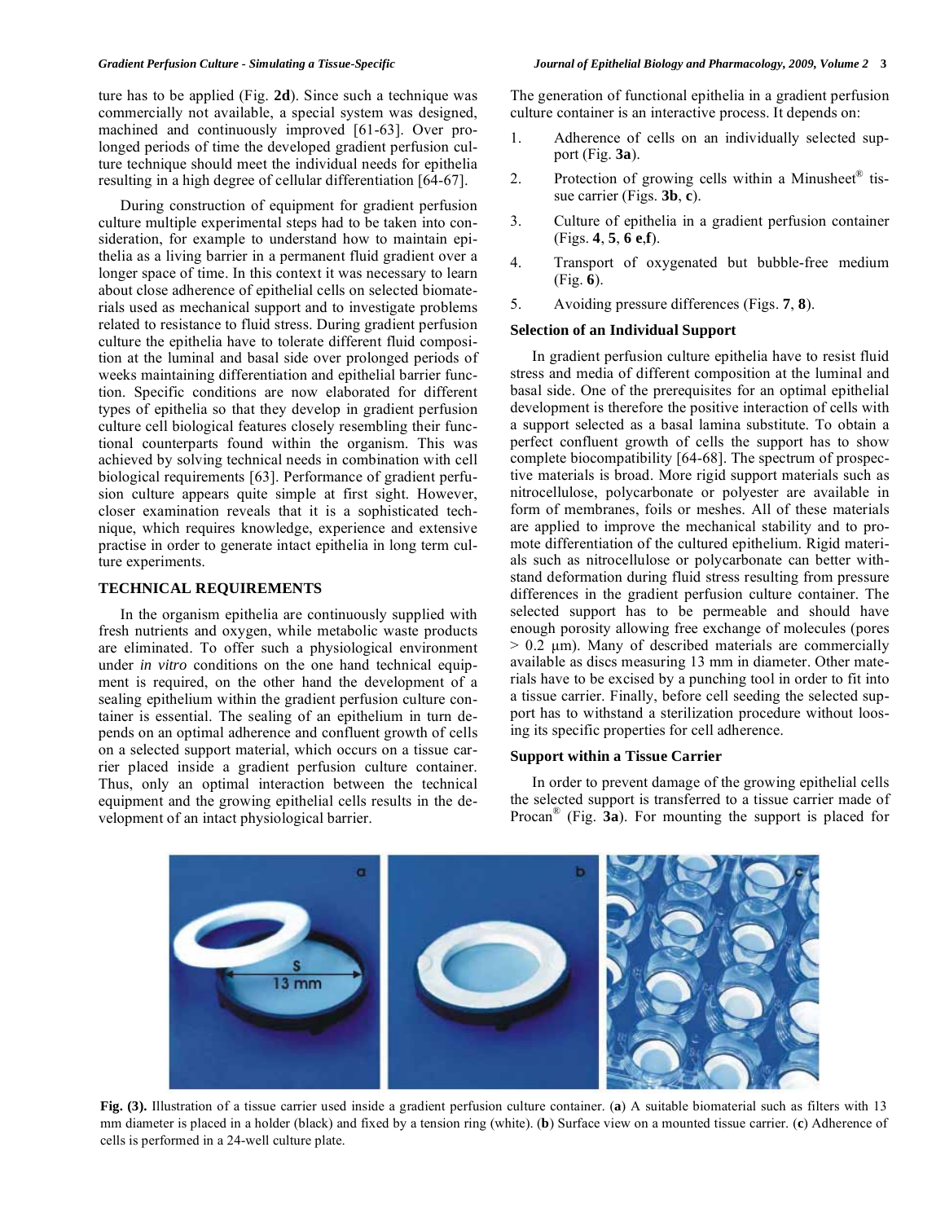ture has to be applied (Fig. **2d**). Since such a technique was commercially not available, a special system was designed, machined and continuously improved [61-63]. Over prolonged periods of time the developed gradient perfusion culture technique should meet the individual needs for epithelia resulting in a high degree of cellular differentiation [64-67].

During construction of equipment for gradient perfusion culture multiple experimental steps had to be taken into consideration, for example to understand how to maintain epithelia as a living barrier in a permanent fluid gradient over a longer space of time. In this context it was necessary to learn about close adherence of epithelial cells on selected biomaterials used as mechanical support and to investigate problems related to resistance to fluid stress. During gradient perfusion culture the epithelia have to tolerate different fluid composition at the luminal and basal side over prolonged periods of weeks maintaining differentiation and epithelial barrier function. Specific conditions are now elaborated for different types of epithelia so that they develop in gradient perfusion culture cell biological features closely resembling their functional counterparts found within the organism. This was achieved by solving technical needs in combination with cell biological requirements [63]. Performance of gradient perfusion culture appears quite simple at first sight. However, closer examination reveals that it is a sophisticated technique, which requires knowledge, experience and extensive practise in order to generate intact epithelia in long term culture experiments.

## TECHNICAL REQUIREMENTS

In the organism epithelia are continuously supplied with fresh nutrients and oxygen, while metabolic waste products are eliminated. To offer such a physiological environment under *in vitro* conditions on the one hand technical equipment is required, on the other hand the development of a sealing epithelium within the gradient perfusion culture container is essential. The sealing of an epithelium in turn depends on an optimal adherence and confluent growth of cells on a selected support material, which occurs on a tissue carrier placed inside a gradient perfusion culture container. Thus, only an optimal interaction between the technical equipment and the growing epithelial cells results in the development of an intact physiological barrier.

The generation of functional epithelia in a gradient perfusion culture container is an interactive process. It depends on:

1. Adherence of cells on an individually selected support (Fig. **3a**).
2. Protection of growing cells within a Minusheet® tissue carrier (Figs. **3b**, **c**).
3. Culture of epithelia in a gradient perfusion container (Figs. **4**, **5**, **6 e**,**f**).
4. Transport of oxygenated but bubble-free medium (Fig. **6**).
5. Avoiding pressure differences (Figs. **7**, **8**).

### Selection of an Individual Support

In gradient perfusion culture epithelia have to resist fluid stress and media of different composition at the luminal and basal side. One of the prerequisites for an optimal epithelial development is therefore the positive interaction of cells with a support selected as a basal lamina substitute. To obtain a perfect confluent growth of cells the support has to show complete biocompatibility [64-68]. The spectrum of prospective materials is broad. More rigid support materials such as nitrocellulose, polycarbonate or polyester are available in form of membranes, foils or meshes. All of these materials are applied to improve the mechanical stability and to promote differentiation of the cultured epithelium. Rigid materials such as nitrocellulose or polycarbonate can better withstand deformation during fluid stress resulting from pressure differences in the gradient perfusion culture container. The selected support has to be permeable and should have enough porosity allowing free exchange of molecules (pores > 0.2 µm). Many of described materials are commercially available as discs measuring 13 mm in diameter. Other materials have to be excised by a punching tool in order to fit into a tissue carrier. Finally, before cell seeding the selected support has to withstand a sterilization procedure without loosing its specific properties for cell adherence.

### Support within a Tissue Carrier

In order to prevent damage of the growing epithelial cells the selected support is transferred to a tissue carrier made of Procan® (Fig. **3a**). For mounting the support is placed for

**Fig. (3).** Illustration of a tissue carrier used inside a gradient perfusion culture container. (**a**) A suitable biomaterial such as filters with 13 mm diameter is placed in a holder (black) and fixed by a tension ring (white). (**b**) Surface view on a mounted tissue carrier. (**c**) Adherence of cells is performed in a 24-well culture plate.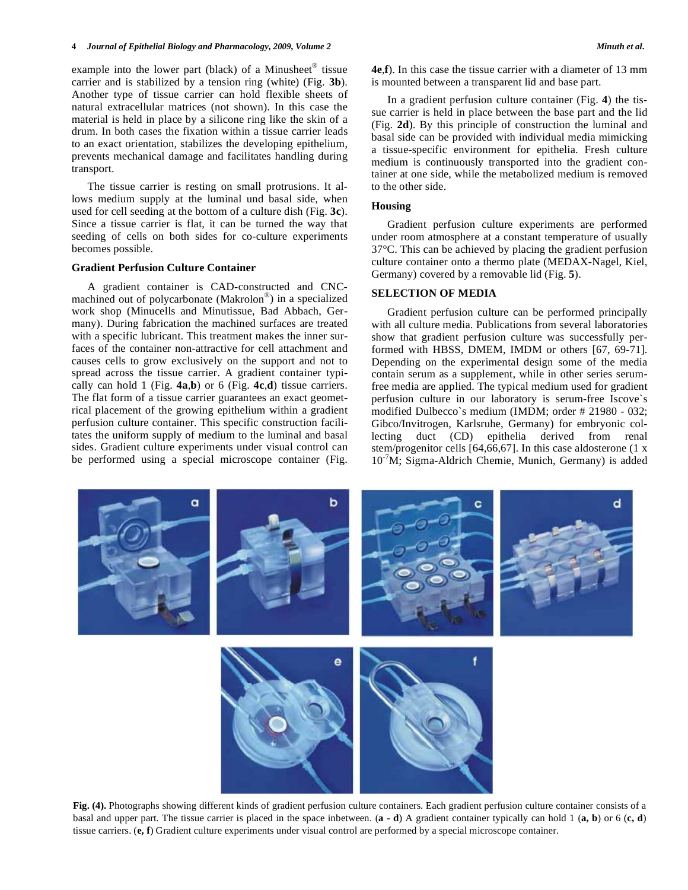example into the lower part (black) of a Minusheet® tissue carrier and is stabilized by a tension ring (white) (Fig. **3b**). Another type of tissue carrier can hold flexible sheets of natural extracellular matrices (not shown). In this case the material is held in place by a silicone ring like the skin of a drum. In both cases the fixation within a tissue carrier leads to an exact orientation, stabilizes the developing epithelium, prevents mechanical damage and facilitates handling during transport.

The tissue carrier is resting on small protrusions. It allows medium supply at the luminal und basal side, when used for cell seeding at the bottom of a culture dish (Fig. **3c**). Since a tissue carrier is flat, it can be turned the way that seeding of cells on both sides for co-culture experiments becomes possible.

### Gradient Perfusion Culture Container

A gradient container is CAD-constructed and CNC-machined out of polycarbonate (Makrolon®) in a specialized work shop (Minucells and Minutissue, Bad Abbach, Germany). During fabrication the machined surfaces are treated with a specific lubricant. This treatment makes the inner surfaces of the container non-attractive for cell attachment and causes cells to grow exclusively on the support and not to spread across the tissue carrier. A gradient container typically can hold 1 (Fig. **4a**,**b**) or 6 (Fig. **4c**,**d**) tissue carriers. The flat form of a tissue carrier guarantees an exact geometrical placement of the growing epithelium within a gradient perfusion culture container. This specific construction facilitates the uniform supply of medium to the luminal and basal sides. Gradient culture experiments under visual control can be performed using a special microscope container (Fig. **4e**,**f**). In this case the tissue carrier with a diameter of 13 mm is mounted between a transparent lid and base part.

In a gradient perfusion culture container (Fig. **4**) the tissue carrier is held in place between the base part and the lid (Fig. **2d**). By this principle of construction the luminal and basal side can be provided with individual media mimicking a tissue-specific environment for epithelia. Fresh culture medium is continuously transported into the gradient container at one side, while the metabolized medium is removed to the other side.

### Housing

Gradient perfusion culture experiments are performed under room atmosphere at a constant temperature of usually 37°C. This can be achieved by placing the gradient perfusion culture container onto a thermo plate (MEDAX-Nagel, Kiel, Germany) covered by a removable lid (Fig. **5**).

## SELECTION OF MEDIA

Gradient perfusion culture can be performed principally with all culture media. Publications from several laboratories show that gradient perfusion culture was successfully performed with HBSS, DMEM, IMDM or others [67, 69-71]. Depending on the experimental design some of the media contain serum as a supplement, while in other series serum-free media are applied. The typical medium used for gradient perfusion culture in our laboratory is serum-free Iscove`s modified Dulbecco`s medium (IMDM; order # 21980 - 032; Gibco/Invitrogen, Karlsruhe, Germany) for embryonic collecting duct (CD) epithelia derived from renal stem/progenitor cells [64,66,67]. In this case aldosterone (1 x $10^{-7}$M; Sigma-Aldrich Chemie, Munich, Germany) is added

**Fig. (4).** Photographs showing different kinds of gradient perfusion culture containers. Each gradient perfusion culture container consists of a basal and upper part. The tissue carrier is placed in the space inbetween. (**a - d**) A gradient container typically can hold 1 (**a, b**) or 6 (**c, d**) tissue carriers. (**e, f**) Gradient culture experiments under visual control are performed by a special microscope container.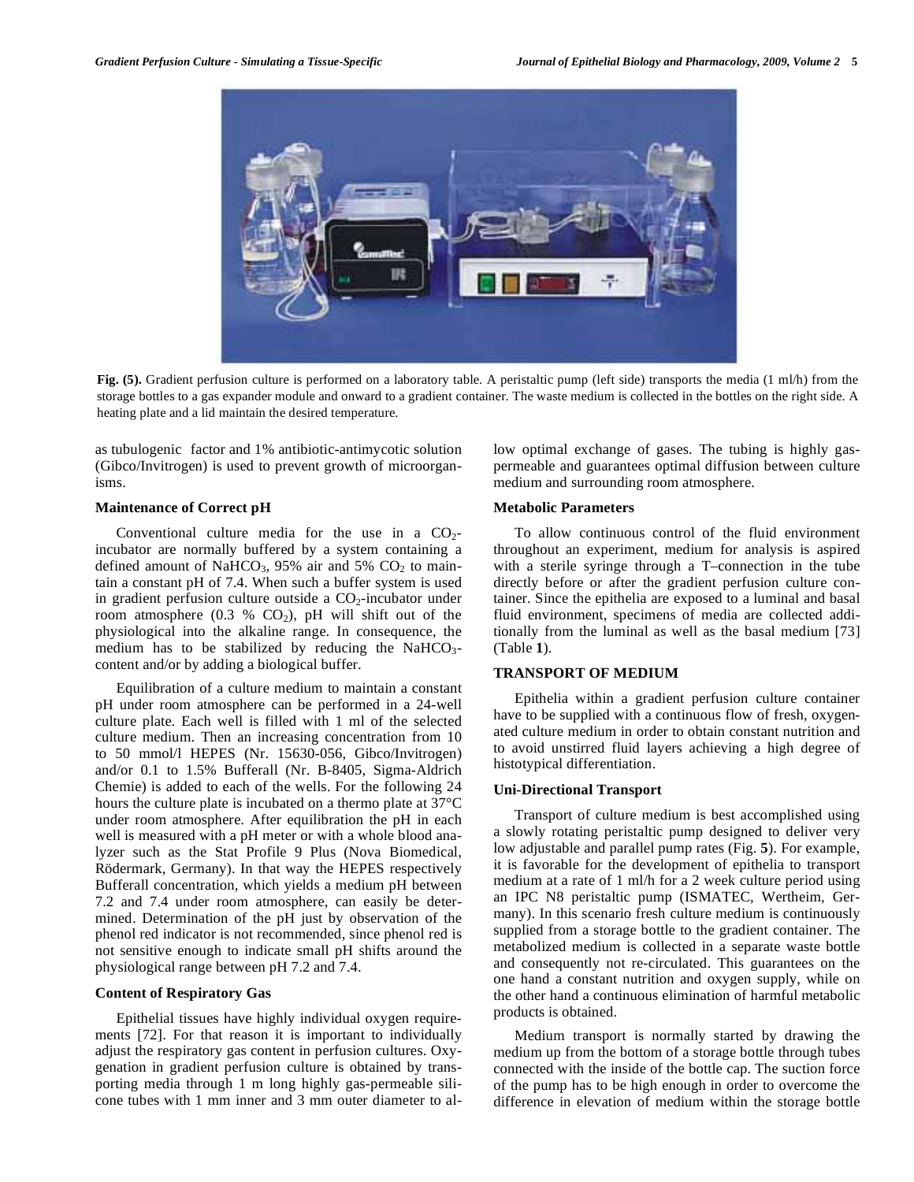Fig. (5). Gradient perfusion culture is performed on a laboratory table. A peristaltic pump (left side) transports the media (1 ml/h) from the storage bottles to a gas expander module and onward to a gradient container. The waste medium is collected in the bottles on the right side. A heating plate and a lid maintain the desired temperature.

as tubulogenic factor and 1% antibiotic-antimycotic solution (Gibco/Invitrogen) is used to prevent growth of microorganisms.

### Maintenance of Correct pH

Conventional culture media for the use in a $CO_2$-incubator are normally buffered by a system containing a defined amount of $NaHCO_3$, 95% air and 5% $CO_2$ to maintain a constant pH of 7.4. When such a buffer system is used in gradient perfusion culture outside a $CO_2$-incubator under room atmosphere (0.3 % $CO_2$), pH will shift out of the physiological into the alkaline range. In consequence, the medium has to be stabilized by reducing the $NaHCO_3$-content and/or by adding a biological buffer.

Equilibration of a culture medium to maintain a constant pH under room atmosphere can be performed in a 24-well culture plate. Each well is filled with 1 ml of the selected culture medium. Then an increasing concentration from 10 to 50 mmol/l HEPES (Nr. 15630-056, Gibco/Invitrogen) and/or 0.1 to 1.5% Bufferall (Nr. B-8405, Sigma-Aldrich Chemie) is added to each of the wells. For the following 24 hours the culture plate is incubated on a thermo plate at 37°C under room atmosphere. After equilibration the pH in each well is measured with a pH meter or with a whole blood analyzer such as the Stat Profile 9 Plus (Nova Biomedical, Rödermark, Germany). In that way the HEPES respectively Bufferall concentration, which yields a medium pH between 7.2 and 7.4 under room atmosphere, can easily be determined. Determination of the pH just by observation of the phenol red indicator is not recommended, since phenol red is not sensitive enough to indicate small pH shifts around the physiological range between pH 7.2 and 7.4.

### Content of Respiratory Gas

Epithelial tissues have highly individual oxygen requirements [72]. For that reason it is important to individually adjust the respiratory gas content in perfusion cultures. Oxygenation in gradient perfusion culture is obtained by transporting media through 1 m long highly gas-permeable silicone tubes with 1 mm inner and 3 mm outer diameter to allow optimal exchange of gases. The tubing is highly gas-permeable and guarantees optimal diffusion between culture medium and surrounding room atmosphere.

### Metabolic Parameters

To allow continuous control of the fluid environment throughout an experiment, medium for analysis is aspired with a sterile syringe through a T–connection in the tube directly before or after the gradient perfusion culture container. Since the epithelia are exposed to a luminal and basal fluid environment, specimens of media are collected additionally from the luminal as well as the basal medium [73] (Table **1**).

## TRANSPORT OF MEDIUM

Epithelia within a gradient perfusion culture container have to be supplied with a continuous flow of fresh, oxygenated culture medium in order to obtain constant nutrition and to avoid unstirred fluid layers achieving a high degree of histotypical differentiation.

### Uni-Directional Transport

Transport of culture medium is best accomplished using a slowly rotating peristaltic pump designed to deliver very low adjustable and parallel pump rates (Fig. **5**). For example, it is favorable for the development of epithelia to transport medium at a rate of 1 ml/h for a 2 week culture period using an IPC N8 peristaltic pump (ISMATEC, Wertheim, Germany). In this scenario fresh culture medium is continuously supplied from a storage bottle to the gradient container. The metabolized medium is collected in a separate waste bottle and consequently not re-circulated. This guarantees on the one hand a constant nutrition and oxygen supply, while on the other hand a continuous elimination of harmful metabolic products is obtained.

Medium transport is normally started by drawing the medium up from the bottom of a storage bottle through tubes connected with the inside of the bottle cap. The suction force of the pump has to be high enough in order to overcome the difference in elevation of medium within the storage bottle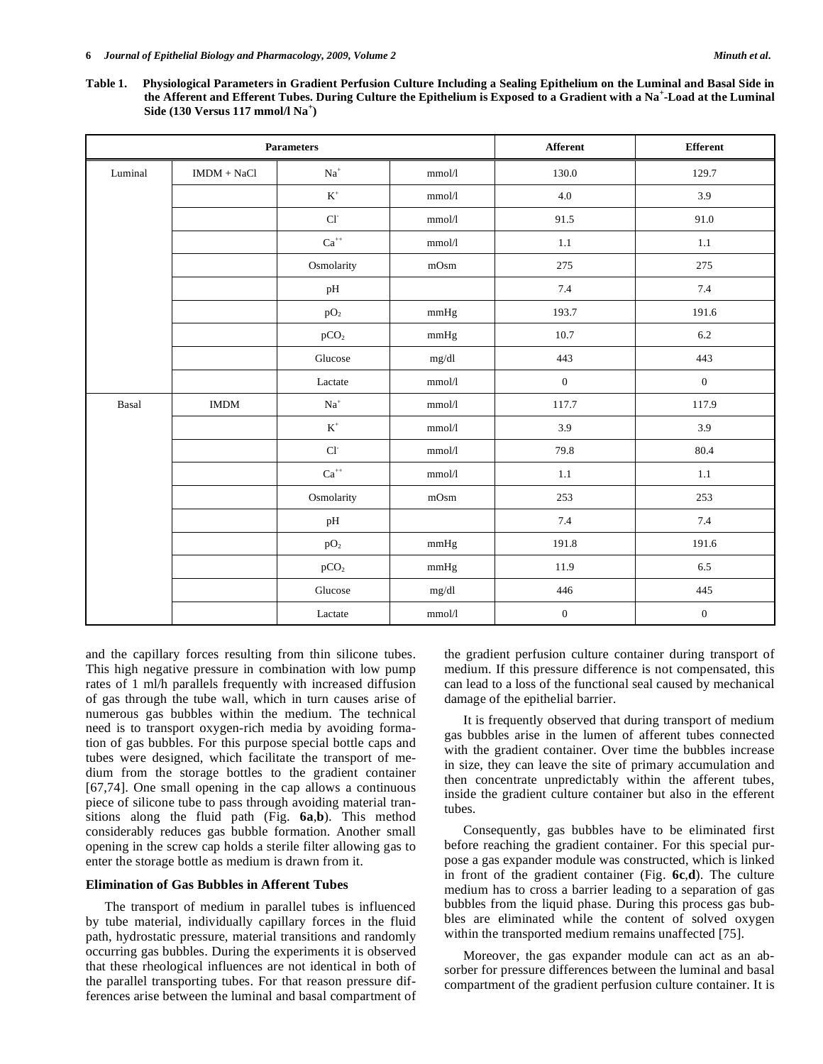**Table 1. Physiological Parameters in Gradient Perfusion Culture Including a Sealing Epithelium on the Luminal and Basal Side in the Afferent and Efferent Tubes. During Culture the Epithelium is Exposed to a Gradient with a $Na^+$-Load at the Luminal Side (130 Versus 117 mmol/l $Na^+$)**

| Parameters | | | | Afferent | Efferent |
|---|---|---|---|---|---|
| Luminal | IMDM + NaCl | $Na^+$ | mmol/l | 130.0 | 129.7 |
| | | $K^+$ | mmol/l | 4.0 | 3.9 |
| | | $Cl^-$ | mmol/l | 91.5 | 91.0 |
| | | $Ca^{++}$ | mmol/l | 1.1 | 1.1 |
| | | Osmolarity | mOsm | 275 | 275 |
| | | pH | | 7.4 | 7.4 |
| | | $pO_2$ | mmHg | 193.7 | 191.6 |
| | | $pCO_2$ | mmHg | 10.7 | 6.2 |
| | | Glucose | mg/dl | 443 | 443 |
| | | Lactate | mmol/l | 0 | 0 |
| Basal | IMDM | $Na^+$ | mmol/l | 117.7 | 117.9 |
| | | $K^+$ | mmol/l | 3.9 | 3.9 |
| | | $Cl^-$ | mmol/l | 79.8 | 80.4 |
| | | $Ca^{++}$ | mmol/l | 1.1 | 1.1 |
| | | Osmolarity | mOsm | 253 | 253 |
| | | pH | | 7.4 | 7.4 |
| | | $pO_2$ | mmHg | 191.8 | 191.6 |
| | | $pCO_2$ | mmHg | 11.9 | 6.5 |
| | | Glucose | mg/dl | 446 | 445 |
| | | Lactate | mmol/l | 0 | 0 |

and the capillary forces resulting from thin silicone tubes. This high negative pressure in combination with low pump rates of 1 ml/h parallels frequently with increased diffusion of gas through the tube wall, which in turn causes arise of numerous gas bubbles within the medium. The technical need is to transport oxygen-rich media by avoiding formation of gas bubbles. For this purpose special bottle caps and tubes were designed, which facilitate the transport of medium from the storage bottles to the gradient container [67,74]. One small opening in the cap allows a continuous piece of silicone tube to pass through avoiding material transitions along the fluid path (Fig. **6a**,**b**). This method considerably reduces gas bubble formation. Another small opening in the screw cap holds a sterile filter allowing gas to enter the storage bottle as medium is drawn from it.

## Elimination of Gas Bubbles in Afferent Tubes

The transport of medium in parallel tubes is influenced by tube material, individually capillary forces in the fluid path, hydrostatic pressure, material transitions and randomly occurring gas bubbles. During the experiments it is observed that these rheological influences are not identical in both of the parallel transporting tubes. For that reason pressure differences arise between the luminal and basal compartment of the gradient perfusion culture container during transport of medium. If this pressure difference is not compensated, this can lead to a loss of the functional seal caused by mechanical damage of the epithelial barrier.

It is frequently observed that during transport of medium gas bubbles arise in the lumen of afferent tubes connected with the gradient container. Over time the bubbles increase in size, they can leave the site of primary accumulation and then concentrate unpredictably within the afferent tubes, inside the gradient culture container but also in the efferent tubes.

Consequently, gas bubbles have to be eliminated first before reaching the gradient container. For this special purpose a gas expander module was constructed, which is linked in front of the gradient container (Fig. **6c**,**d**). The culture medium has to cross a barrier leading to a separation of gas bubbles from the liquid phase. During this process gas bubbles are eliminated while the content of solved oxygen within the transported medium remains unaffected [75].

Moreover, the gas expander module can act as an absorber for pressure differences between the luminal and basal compartment of the gradient perfusion culture container. It is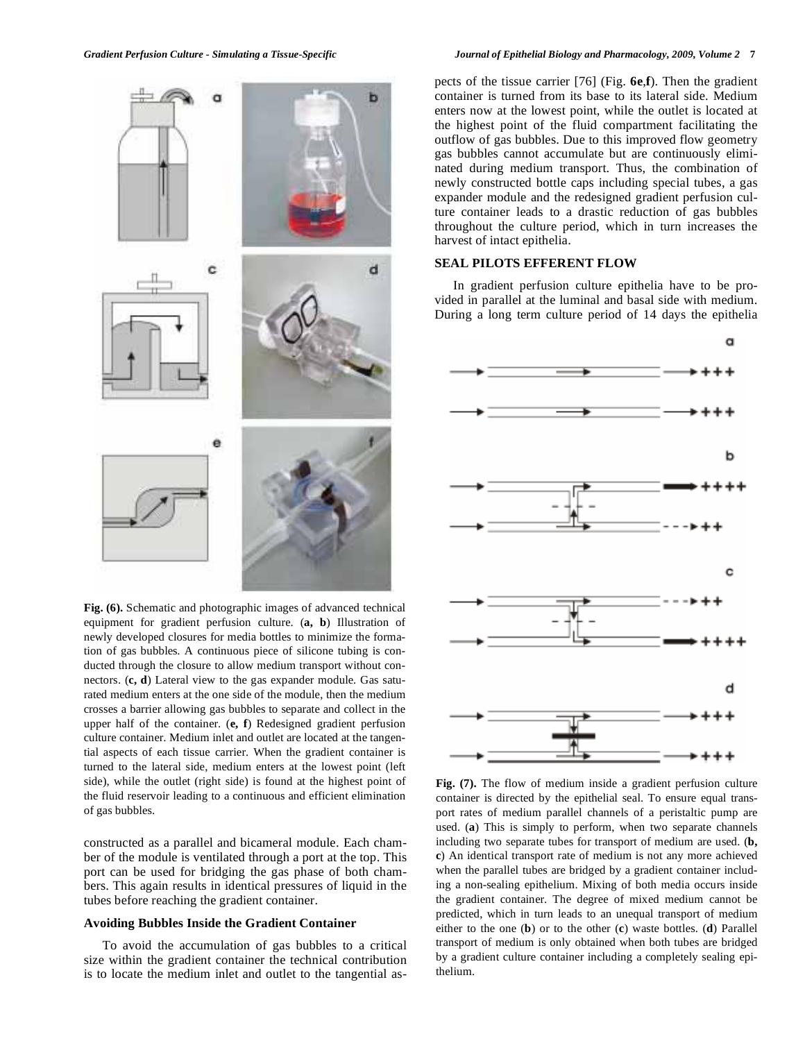**Fig. (6).** Schematic and photographic images of advanced technical equipment for gradient perfusion culture. (**a, b**) Illustration of newly developed closures for media bottles to minimize the formation of gas bubbles. A continuous piece of silicone tubing is conducted through the closure to allow medium transport without connectors. (**c, d**) Lateral view to the gas expander module. Gas saturated medium enters at the one side of the module, then the medium crosses a barrier allowing gas bubbles to separate and collect in the upper half of the container. (**e, f**) Redesigned gradient perfusion culture container. Medium inlet and outlet are located at the tangential aspects of each tissue carrier. When the gradient container is turned to the lateral side, medium enters at the lowest point (left side), while the outlet (right side) is found at the highest point of the fluid reservoir leading to a continuous and efficient elimination of gas bubbles.

constructed as a parallel and bicameral module. Each chamber of the module is ventilated through a port at the top. This port can be used for bridging the gas phase of both chambers. This again results in identical pressures of liquid in the tubes before reaching the gradient container.

### Avoiding Bubbles Inside the Gradient Container

To avoid the accumulation of gas bubbles to a critical size within the gradient container the technical contribution is to locate the medium inlet and outlet to the tangential aspects of the tissue carrier [76] (Fig. **6e**,**f**). Then the gradient container is turned from its base to its lateral side. Medium enters now at the lowest point, while the outlet is located at the highest point of the fluid compartment facilitating the outflow of gas bubbles. Due to this improved flow geometry gas bubbles cannot accumulate but are continuously eliminated during medium transport. Thus, the combination of newly constructed bottle caps including special tubes, a gas expander module and the redesigned gradient perfusion culture container leads to a drastic reduction of gas bubbles throughout the culture period, which in turn increases the harvest of intact epithelia.

## SEAL PILOTS EFFERENT FLOW

In gradient perfusion culture epithelia have to be provided in parallel at the luminal and basal side with medium. During a long term culture period of 14 days the epithelia

**Fig. (7).** The flow of medium inside a gradient perfusion culture container is directed by the epithelial seal. To ensure equal transport rates of medium parallel channels of a peristaltic pump are used. (**a**) This is simply to perform, when two separate channels including two separate tubes for transport of medium are used. (**b, c**) An identical transport rate of medium is not any more achieved when the parallel tubes are bridged by a gradient container including a non-sealing epithelium. Mixing of both media occurs inside the gradient container. The degree of mixed medium cannot be predicted, which in turn leads to an unequal transport of medium either to the one (**b**) or to the other (**c**) waste bottles. (**d**) Parallel transport of medium is only obtained when both tubes are bridged by a gradient culture container including a completely sealing epithelium.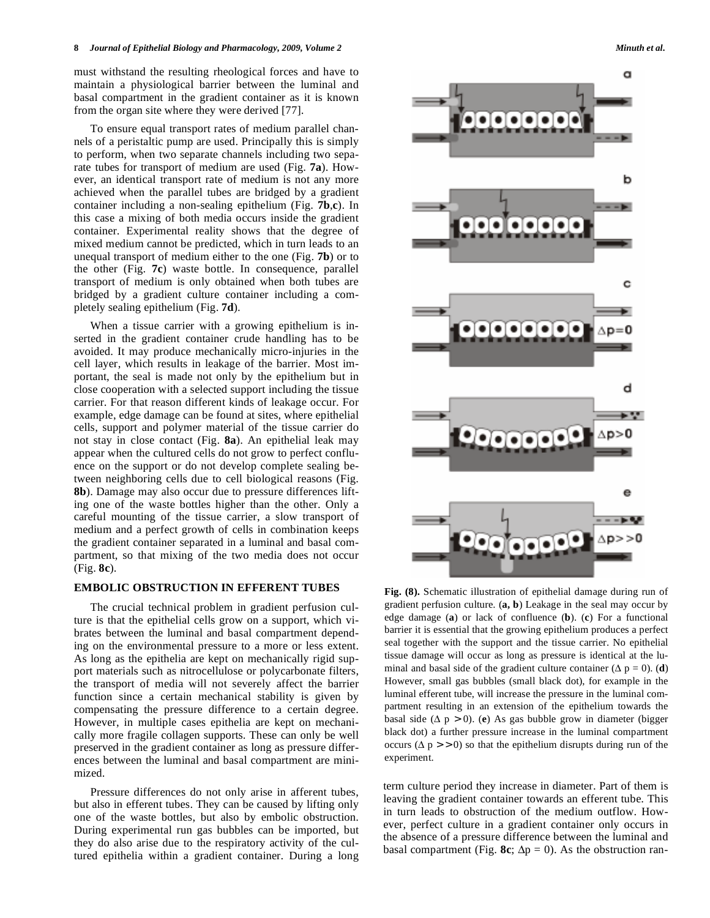must withstand the resulting rheological forces and have to maintain a physiological barrier between the luminal and basal compartment in the gradient container as it is known from the organ site where they were derived [77].

To ensure equal transport rates of medium parallel channels of a peristaltic pump are used. Principally this is simply to perform, when two separate channels including two separate tubes for transport of medium are used (Fig. **7a**). However, an identical transport rate of medium is not any more achieved when the parallel tubes are bridged by a gradient container including a non-sealing epithelium (Fig. **7b**,**c**). In this case a mixing of both media occurs inside the gradient container. Experimental reality shows that the degree of mixed medium cannot be predicted, which in turn leads to an unequal transport of medium either to the one (Fig. **7b**) or to the other (Fig. **7c**) waste bottle. In consequence, parallel transport of medium is only obtained when both tubes are bridged by a gradient culture container including a completely sealing epithelium (Fig. **7d**).

When a tissue carrier with a growing epithelium is inserted in the gradient container crude handling has to be avoided. It may produce mechanically micro-injuries in the cell layer, which results in leakage of the barrier. Most important, the seal is made not only by the epithelium but in close cooperation with a selected support including the tissue carrier. For that reason different kinds of leakage occur. For example, edge damage can be found at sites, where epithelial cells, support and polymer material of the tissue carrier do not stay in close contact (Fig. **8a**). An epithelial leak may appear when the cultured cells do not grow to perfect confluence on the support or do not develop complete sealing between neighboring cells due to cell biological reasons (Fig. **8b**). Damage may also occur due to pressure differences lifting one of the waste bottles higher than the other. Only a careful mounting of the tissue carrier, a slow transport of medium and a perfect growth of cells in combination keeps the gradient container separated in a luminal and basal compartment, so that mixing of the two media does not occur (Fig. **8c**).

## EMBOLIC OBSTRUCTION IN EFFERENT TUBES

The crucial technical problem in gradient perfusion culture is that the epithelial cells grow on a support, which vibrates between the luminal and basal compartment depending on the environmental pressure to a more or less extent. As long as the epithelia are kept on mechanically rigid support materials such as nitrocellulose or polycarbonate filters, the transport of media will not severely affect the barrier function since a certain mechanical stability is given by compensating the pressure difference to a certain degree. However, in multiple cases epithelia are kept on mechanically more fragile collagen supports. These can only be well preserved in the gradient container as long as pressure differences between the luminal and basal compartment are minimized.

Pressure differences do not only arise in afferent tubes, but also in efferent tubes. They can be caused by lifting only one of the waste bottles, but also by embolic obstruction. During experimental run gas bubbles can be imported, but they do also arise due to the respiratory activity of the cultured epithelia within a gradient container. During a long term culture period they increase in diameter. Part of them is leaving the gradient container towards an efferent tube. This in turn leads to obstruction of the medium outflow. However, perfect culture in a gradient container only occurs in the absence of a pressure difference between the luminal and basal compartment (Fig. **8c**; $\Delta p = 0$). As the obstruction ran-

**Fig. (8).** Schematic illustration of epithelial damage during run of gradient perfusion culture. (**a, b**) Leakage in the seal may occur by edge damage (**a**) or lack of confluence (**b**). (**c**) For a functional barrier it is essential that the growing epithelium produces a perfect seal together with the support and the tissue carrier. No epithelial tissue damage will occur as long as pressure is identical at the luminal and basal side of the gradient culture container ($\Delta p = 0$). (**d**) However, small gas bubbles (small black dot), for example in the luminal efferent tube, will increase the pressure in the luminal compartment resulting in an extension of the epithelium towards the basal side ($\Delta p > 0$). (**e**) As gas bubble grow in diameter (bigger black dot) a further pressure increase in the luminal compartment occurs ($\Delta p >> 0$) so that the epithelium disrupts during run of the experiment.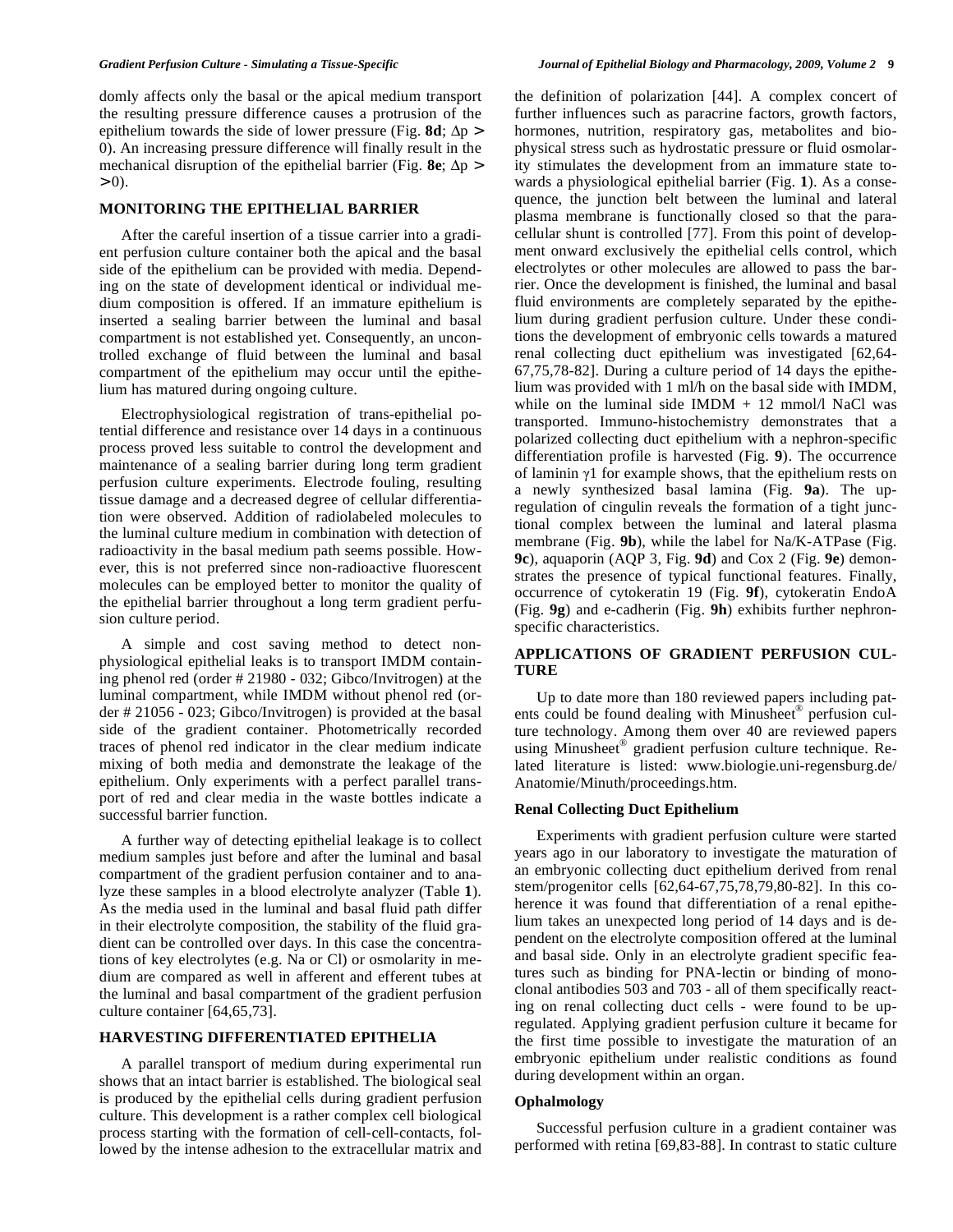domly affects only the basal or the apical medium transport the resulting pressure difference causes a protrusion of the epithelium towards the side of lower pressure (Fig. **8d**; $\Delta p > 0$). An increasing pressure difference will finally result in the mechanical disruption of the epithelial barrier (Fig. **8e**; $\Delta p >> 0$).

## MONITORING THE EPITHELIAL BARRIER

After the careful insertion of a tissue carrier into a gradient perfusion culture container both the apical and the basal side of the epithelium can be provided with media. Depending on the state of development identical or individual medium composition is offered. If an immature epithelium is inserted a sealing barrier between the luminal and basal compartment is not established yet. Consequently, an uncontrolled exchange of fluid between the luminal and basal compartment of the epithelium may occur until the epithelium has matured during ongoing culture.

Electrophysiological registration of trans-epithelial potential difference and resistance over 14 days in a continuous process proved less suitable to control the development and maintenance of a sealing barrier during long term gradient perfusion culture experiments. Electrode fouling, resulting tissue damage and a decreased degree of cellular differentiation were observed. Addition of radiolabeled molecules to the luminal culture medium in combination with detection of radioactivity in the basal medium path seems possible. However, this is not preferred since non-radioactive fluorescent molecules can be employed better to monitor the quality of the epithelial barrier throughout a long term gradient perfusion culture period.

A simple and cost saving method to detect non-physiological epithelial leaks is to transport IMDM containing phenol red (order # 21980 - 032; Gibco/Invitrogen) at the luminal compartment, while IMDM without phenol red (order # 21056 - 023; Gibco/Invitrogen) is provided at the basal side of the gradient container. Photometrically recorded traces of phenol red indicator in the clear medium indicate mixing of both media and demonstrate the leakage of the epithelium. Only experiments with a perfect parallel transport of red and clear media in the waste bottles indicate a successful barrier function.

A further way of detecting epithelial leakage is to collect medium samples just before and after the luminal and basal compartment of the gradient perfusion container and to analyze these samples in a blood electrolyte analyzer (Table **1**). As the media used in the luminal and basal fluid path differ in their electrolyte composition, the stability of the fluid gradient can be controlled over days. In this case the concentrations of key electrolytes (e.g. Na or Cl) or osmolarity in medium are compared as well in afferent and efferent tubes at the luminal and basal compartment of the gradient perfusion culture container [64,65,73].

## HARVESTING DIFFERENTIATED EPITHELIA

A parallel transport of medium during experimental run shows that an intact barrier is established. The biological seal is produced by the epithelial cells during gradient perfusion culture. This development is a rather complex cell biological process starting with the formation of cell-cell-contacts, followed by the intense adhesion to the extracellular matrix and the definition of polarization [44]. A complex concert of further influences such as paracrine factors, growth factors, hormones, nutrition, respiratory gas, metabolites and biophysical stress such as hydrostatic pressure or fluid osmolarity stimulates the development from an immature state towards a physiological epithelial barrier (Fig. **1**). As a consequence, the junction belt between the luminal and lateral plasma membrane is functionally closed so that the paracellular shunt is controlled [77]. From this point of development onward exclusively the epithelial cells control, which electrolytes or other molecules are allowed to pass the barrier. Once the development is finished, the luminal and basal fluid environments are completely separated by the epithelium during gradient perfusion culture. Under these conditions the development of embryonic cells towards a matured renal collecting duct epithelium was investigated [62,64-67,75,78-82]. During a culture period of 14 days the epithelium was provided with 1 ml/h on the basal side with IMDM, while on the luminal side IMDM + 12 mmol/l NaCl was transported. Immuno-histochemistry demonstrates that a polarized collecting duct epithelium with a nephron-specific differentiation profile is harvested (Fig. **9**). The occurrence of laminin $\gamma 1$ for example shows, that the epithelium rests on a newly synthesized basal lamina (Fig. **9a**). The up-regulation of cingulin reveals the formation of a tight junctional complex between the luminal and lateral plasma membrane (Fig. **9b**), while the label for Na/K-ATPase (Fig. **9c**), aquaporin (AQP 3, Fig. **9d**) and Cox 2 (Fig. **9e**) demonstrates the presence of typical functional features. Finally, occurrence of cytokeratin 19 (Fig. **9f**), cytokeratin EndoA (Fig. **9g**) and e-cadherin (Fig. **9h**) exhibits further nephron-specific characteristics.

## APPLICATIONS OF GRADIENT PERFUSION CULTURE

Up to date more than 180 reviewed papers including patents could be found dealing with Minusheet® perfusion culture technology. Among them over 40 are reviewed papers using Minusheet® gradient perfusion culture technique. Related literature is listed: www.biologie.uni-regensburg.de/Anatomie/Minuth/proceedings.htm.

### Renal Collecting Duct Epithelium

Experiments with gradient perfusion culture were started years ago in our laboratory to investigate the maturation of an embryonic collecting duct epithelium derived from renal stem/progenitor cells [62,64-67,75,78,79,80-82]. In this coherence it was found that differentiation of a renal epithelium takes an unexpected long period of 14 days and is dependent on the electrolyte composition offered at the luminal and basal side. Only in an electrolyte gradient specific features such as binding for PNA-lectin or binding of monoclonal antibodies 503 and 703 - all of them specifically reacting on renal collecting duct cells - were found to be up-regulated. Applying gradient perfusion culture it became for the first time possible to investigate the maturation of an embryonic epithelium under realistic conditions as found during development within an organ.

### Ophalmology

Successful perfusion culture in a gradient container was performed with retina [69,83-88]. In contrast to static culture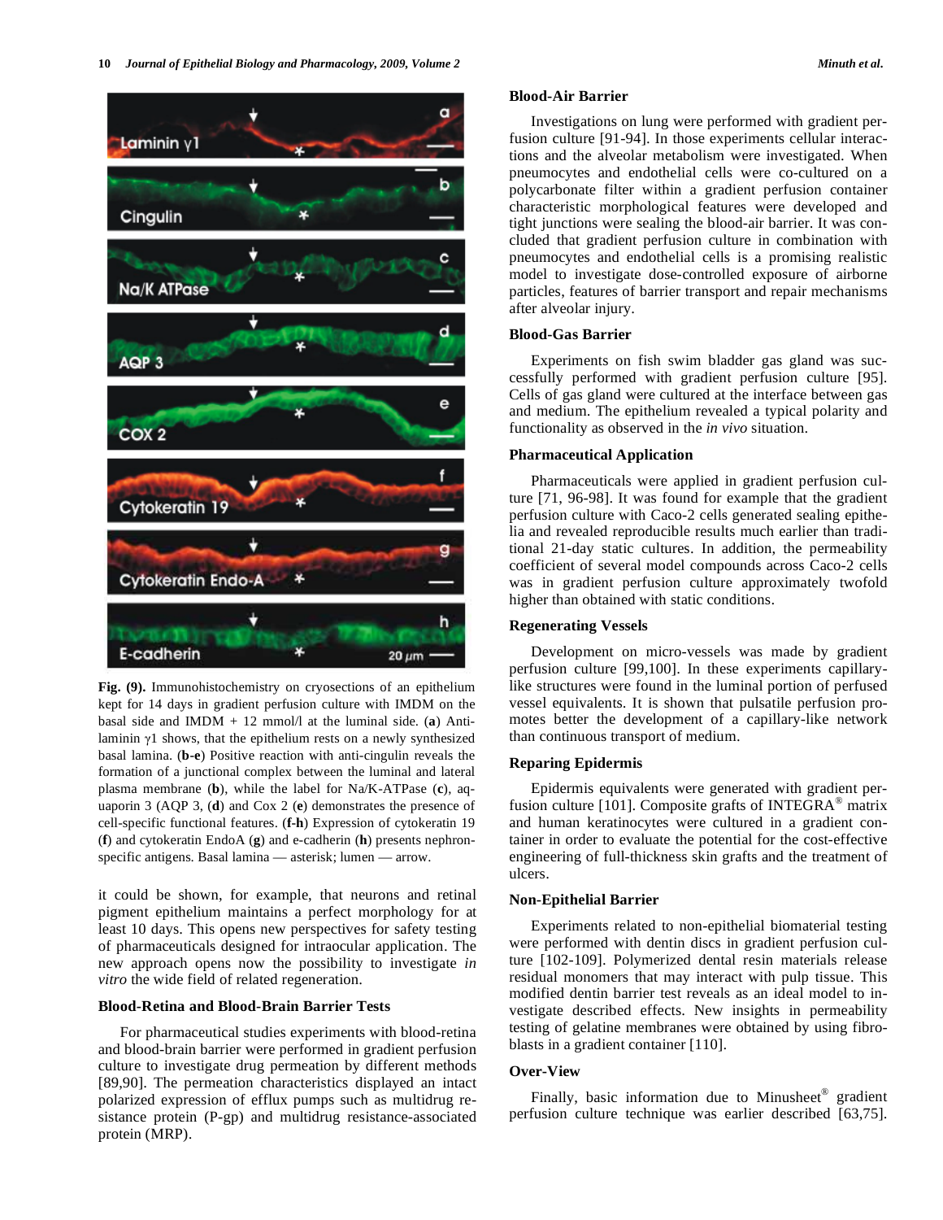Fig. (9). Immunohistochemistry on cryosections of an epithelium kept for 14 days in gradient perfusion culture with IMDM on the basal side and IMDM + 12 mmol/l at the luminal side. (**a**) Anti-laminin γ1 shows, that the epithelium rests on a newly synthesized basal lamina. (**b-e**) Positive reaction with anti-cingulin reveals the formation of a junctional complex between the luminal and lateral plasma membrane (**b**), while the label for Na/K-ATPase (**c**), aquaporin 3 (AQP 3, (**d**) and Cox 2 (**e**) demonstrates the presence of cell-specific functional features. (**f-h**) Expression of cytokeratin 19 (**f**) and cytokeratin EndoA (**g**) and e-cadherin (**h**) presents nephron-specific antigens. Basal lamina — asterisk; lumen — arrow.

it could be shown, for example, that neurons and retinal pigment epithelium maintains a perfect morphology for at least 10 days. This opens new perspectives for safety testing of pharmaceuticals designed for intraocular application. The new approach opens now the possibility to investigate *in vitro* the wide field of related regeneration.

### Blood-Retina and Blood-Brain Barrier Tests

For pharmaceutical studies experiments with blood-retina and blood-brain barrier were performed in gradient perfusion culture to investigate drug permeation by different methods [89,90]. The permeation characteristics displayed an intact polarized expression of efflux pumps such as multidrug resistance protein (P-gp) and multidrug resistance-associated protein (MRP).

### Blood-Air Barrier

Investigations on lung were performed with gradient perfusion culture [91-94]. In those experiments cellular interactions and the alveolar metabolism were investigated. When pneumocytes and endothelial cells were co-cultured on a polycarbonate filter within a gradient perfusion container characteristic morphological features were developed and tight junctions were sealing the blood-air barrier. It was concluded that gradient perfusion culture in combination with pneumocytes and endothelial cells is a promising realistic model to investigate dose-controlled exposure of airborne particles, features of barrier transport and repair mechanisms after alveolar injury.

### Blood-Gas Barrier

Experiments on fish swim bladder gas gland was successfully performed with gradient perfusion culture [95]. Cells of gas gland were cultured at the interface between gas and medium. The epithelium revealed a typical polarity and functionality as observed in the *in vivo* situation.

### Pharmaceutical Application

Pharmaceuticals were applied in gradient perfusion culture [71, 96-98]. It was found for example that the gradient perfusion culture with Caco-2 cells generated sealing epithelia and revealed reproducible results much earlier than traditional 21-day static cultures. In addition, the permeability coefficient of several model compounds across Caco-2 cells was in gradient perfusion culture approximately twofold higher than obtained with static conditions.

### Regenerating Vessels

Development on micro-vessels was made by gradient perfusion culture [99,100]. In these experiments capillary-like structures were found in the luminal portion of perfused vessel equivalents. It is shown that pulsatile perfusion promotes better the development of a capillary-like network than continuous transport of medium.

### Reparing Epidermis

Epidermis equivalents were generated with gradient perfusion culture [101]. Composite grafts of INTEGRA® matrix and human keratinocytes were cultured in a gradient container in order to evaluate the potential for the cost-effective engineering of full-thickness skin grafts and the treatment of ulcers.

### Non-Epithelial Barrier

Experiments related to non-epithelial biomaterial testing were performed with dentin discs in gradient perfusion culture [102-109]. Polymerized dental resin materials release residual monomers that may interact with pulp tissue. This modified dentin barrier test reveals as an ideal model to investigate described effects. New insights in permeability testing of gelatine membranes were obtained by using fibroblasts in a gradient container [110].

### Over-View

Finally, basic information due to Minusheet® gradient perfusion culture technique was earlier described [63,75].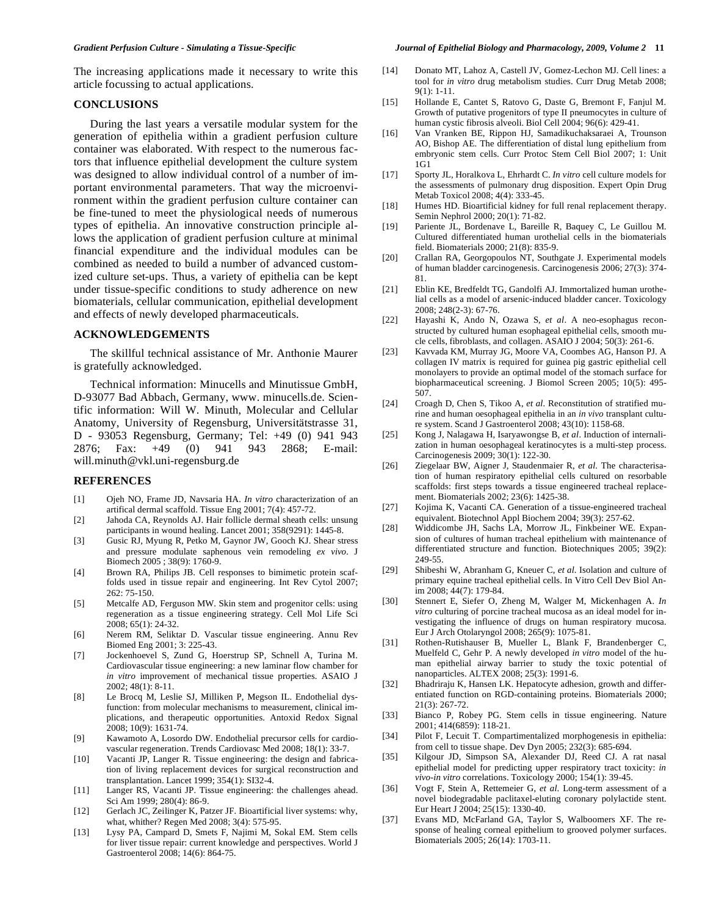The increasing applications made it necessary to write this article focussing to actual applications.

## CONCLUSIONS

During the last years a versatile modular system for the generation of epithelia within a gradient perfusion culture container was elaborated. With respect to the numerous factors that influence epithelial development the culture system was designed to allow individual control of a number of important environmental parameters. That way the microenvironment within the gradient perfusion culture container can be fine-tuned to meet the physiological needs of numerous types of epithelia. An innovative construction principle allows the application of gradient perfusion culture at minimal financial expenditure and the individual modules can be combined as needed to build a number of advanced customized culture set-ups. Thus, a variety of epithelia can be kept under tissue-specific conditions to study adherence on new biomaterials, cellular communication, epithelial development and effects of newly developed pharmaceuticals.

## ACKNOWLEDGEMENTS

The skillful technical assistance of Mr. Anthonie Maurer is gratefully acknowledged.

Technical information: Minucells and Minutissue GmbH, D-93077 Bad Abbach, Germany, www. minucells.de. Scientific information: Will W. Minuth, Molecular and Cellular Anatomy, University of Regensburg, Universitätstrasse 31, D - 93053 Regensburg, Germany; Tel: +49 (0) 941 943 2876; Fax: +49 (0) 941 943 2868; E-mail: will.minuth@vkl.uni-regensburg.de

## REFERENCES

[1] Ojeh NO, Frame JD, Navsaria HA. *In vitro* characterization of an artifical dermal scaffold. Tissue Eng 2001; 7(4): 457-72.

[2] Jahoda CA, Reynolds AJ. Hair follicle dermal sheath cells: unsung participants in wound healing. Lancet 2001; 358(9291): 1445-8.

[3] Gusic RJ, Myung R, Petko M, Gaynor JW, Gooch KJ. Shear stress and pressure modulate saphenous vein remodeling *ex vivo*. J Biomech 2005 ; 38(9): 1760-9.

[4] Brown RA, Philips JB. Cell responses to bimimetic protein scaffolds used in tissue repair and engineering. Int Rev Cytol 2007; 262: 75-150.

[5] Metcalfe AD, Ferguson MW. Skin stem and progenitor cells: using regeneration as a tissue engineering strategy. Cell Mol Life Sci 2008; 65(1): 24-32.

[6] Nerem RM, Seliktar D. Vascular tissue engineering. Annu Rev Biomed Eng 2001; 3: 225-43.

[7] Jockenhoevel S, Zund G, Hoerstrup SP, Schnell A, Turina M. Cardiovascular tissue engineering: a new laminar flow chamber for *in vitro* improvement of mechanical tissue properties. ASAIO J 2002; 48(1): 8-11.

[8] Le Brocq M, Leslie SJ, Milliken P, Megson IL. Endothelial dysfunction: from molecular mechanisms to measurement, clinical implications, and therapeutic opportunities. Antoxid Redox Signal 2008; 10(9): 1631-74.

[9] Kawamoto A, Losordo DW. Endothelial precursor cells for cardiovascular regeneration. Trends Cardiovasc Med 2008; 18(1): 33-7.

[10] Vacanti JP, Langer R. Tissue engineering: the design and fabrication of living replacement devices for surgical reconstruction and transplantation. Lancet 1999; 354(1): SI32-4.

[11] Langer RS, Vacanti JP. Tissue engineering: the challenges ahead. Sci Am 1999; 280(4): 86-9.

[12] Gerlach JC, Zeilinger K, Patzer JF. Bioartificial liver systems: why, what, whither? Regen Med 2008; 3(4): 575-95.

[13] Lysy PA, Campard D, Smets F, Najimi M, Sokal EM. Stem cells for liver tissue repair: current knowledge and perspectives. World J Gastroenterol 2008; 14(6): 864-75.

[14] Donato MT, Lahoz A, Castell JV, Gomez-Lechon MJ. Cell lines: a tool for *in vitro* drug metabolism studies. Curr Drug Metab 2008; 9(1): 1-11.

[15] Hollande E, Cantet S, Ratovo G, Daste G, Bremont F, Fanjul M. Growth of putative progenitors of type II pneumocytes in culture of human cystic fibrosis alveoli. Biol Cell 2004; 96(6): 429-41.

[16] Van Vranken BE, Rippon HJ, Samadikuchaksaraei A, Trounson AO, Bishop AE. The differentiation of distal lung epithelium from embryonic stem cells. Curr Protoc Stem Cell Biol 2007; 1: Unit 1G1

[17] Sporty JL, Horalkova L, Ehrhardt C. *In vitro* cell culture models for the assessments of pulmonary drug disposition. Expert Opin Drug Metab Toxicol 2008; 4(4): 333-45.

[18] Humes HD. Bioartificial kidney for full renal replacement therapy. Semin Nephrol 2000; 20(1): 71-82.

[19] Pariente JL, Bordenave L, Bareille R, Baquey C, Le Guillou M. Cultured differentiated human urothelial cells in the biomaterials field. Biomaterials 2000; 21(8): 835-9.

[20] Crallan RA, Georgopoulos NT, Southgate J. Experimental models of human bladder carcinogenesis. Carcinogenesis 2006; 27(3): 374-81.

[21] Eblin KE, Bredfeldt TG, Gandolfi AJ. Immortalized human urothelial cells as a model of arsenic-induced bladder cancer. Toxicology 2008; 248(2-3): 67-76.

[22] Hayashi K, Ando N, Ozawa S, *et al*. A neo-esophagus reconstructed by cultured human esophageal epithelial cells, smooth muscle cells, fibroblasts, and collagen. ASAIO J 2004; 50(3): 261-6.

[23] Kavvada KM, Murray JG, Moore VA, Coombes AG, Hanson PJ. A collagen IV matrix is required for guinea pig gastric epithelial cell monolayers to provide an optimal model of the stomach surface for biopharmaceutical screening. J Biomol Screen 2005; 10(5): 495-507.

[24] Croagh D, Chen S, Tikoo A, *et al*. Reconstitution of stratified murine and human oesophageal epithelia in an *in vivo* transplant culture system. Scand J Gastroenterol 2008; 43(10): 1158-68.

[25] Kong J, Nalagawa H, Isaryawongse B, *et al*. Induction of internalization in human oesophageal keratinocytes is a multi-step process. Carcinogenesis 2009; 30(1): 122-30.

[26] Ziegelaar BW, Aigner J, Staudenmaier R, *et al*. The characterisation of human respiratory epithelial cells cultured on resorbable scaffolds: first steps towards a tissue engineered tracheal replacement. Biomaterials 2002; 23(6): 1425-38.

[27] Kojima K, Vacanti CA. Generation of a tissue-engineered tracheal equivalent. Biotechnol Appl Biochem 2004; 39(3): 257-62.

[28] Widdicombe JH, Sachs LA, Morrow JL, Finkbeiner WE. Expansion of cultures of human tracheal epithelium with maintenance of differentiated structure and function. Biotechniques 2005; 39(2): 249-55.

[29] Shibeshi W, Abranham G, Kneuer C, *et al*. Isolation and culture of primary equine tracheal epithelial cells. In Vitro Cell Dev Biol Anim 2008; 44(7): 179-84.

[30] Stennert E, Siefer O, Zheng M, Walger M, Mickenhagen A. *In vitro* culturing of porcine tracheal mucosa as an ideal model for investigating the influence of drugs on human respiratory mucosa. Eur J Arch Otolaryngol 2008; 265(9): 1075-81.

[31] Rothen-Rutishauser B, Mueller L, Blank F, Brandenberger C, Muelfeld C, Gehr P. A newly developed *in vitro* model of the human epithelial airway barrier to study the toxic potential of nanoparticles. ALTEX 2008; 25(3): 1991-6.

[32] Bhadriraju K, Hansen LK. Hepatocyte adhesion, growth and differentiated function on RGD-containing proteins. Biomaterials 2000; 21(3): 267-72.

[33] Bianco P, Robey PG. Stem cells in tissue engineering. Nature 2001; 414(6859): 118-21.

[34] Pilot F, Lecuit T. Compartimentalized morphogenesis in epithelia: from cell to tissue shape. Dev Dyn 2005; 232(3): 685-694.

[35] Kilgour JD, Simpson SA, Alexander DJ, Reed CJ. A rat nasal epithelial model for predicting upper respiratory tract toxicity: *in vivo-in vitro* correlations. Toxicology 2000; 154(1): 39-45.

[36] Vogt F, Stein A, Rettemeier G, *et al*. Long-term assessment of a novel biodegradable paclitaxel-eluting coronary polylactide stent. Eur Heart J 2004; 25(15): 1330-40.

[37] Evans MD, McFarland GA, Taylor S, Walboomers XF. The response of healing corneal epithelium to grooved polymer surfaces. Biomaterials 2005; 26(14): 1703-11.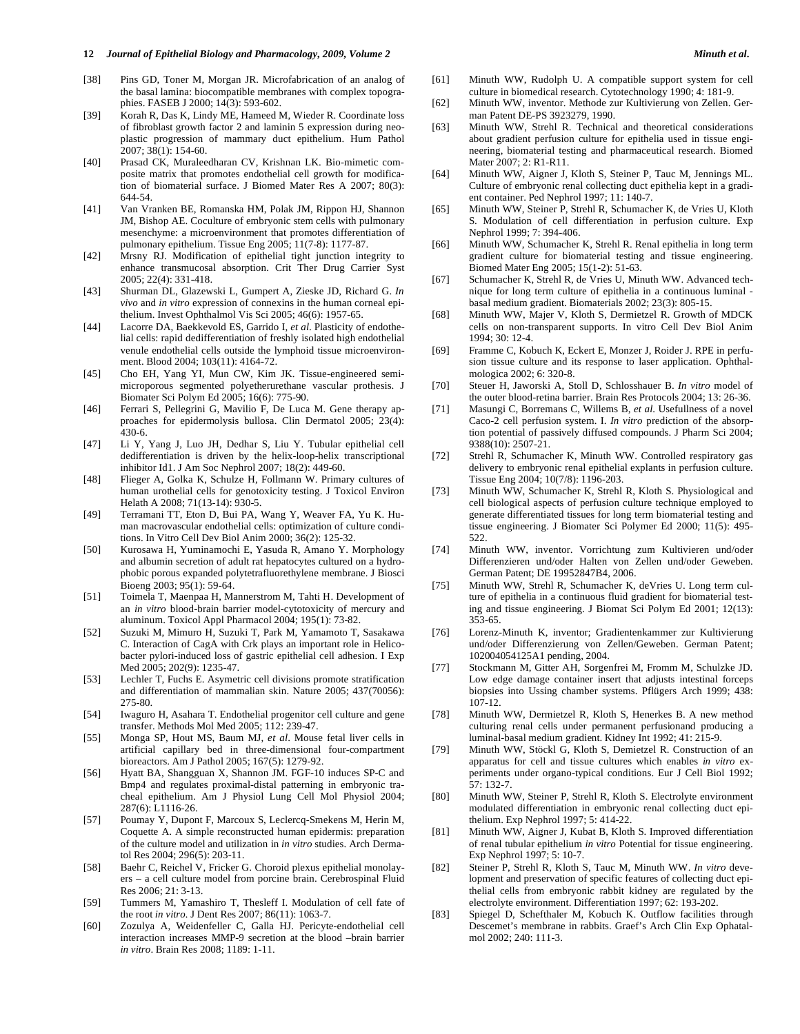[38] Pins GD, Toner M, Morgan JR. Microfabrication of an analog of the basal lamina: biocompatible membranes with complex topographies. FASEB J 2000; 14(3): 593-602.

[39] Korah R, Das K, Lindy ME, Hameed M, Wieder R. Coordinate loss of fibroblast growth factor 2 and laminin 5 expression during neoplastic progression of mammary duct epithelium. Hum Pathol 2007; 38(1): 154-60.

[40] Prasad CK, Muraleedharan CV, Krishnan LK. Bio-mimetic composite matrix that promotes endothelial cell growth for modification of biomaterial surface. J Biomed Mater Res A 2007; 80(3): 644-54.

[41] Van Vranken BE, Romanska HM, Polak JM, Rippon HJ, Shannon JM, Bishop AE. Coculture of embryonic stem cells with pulmonary mesenchyme: a microenvironment that promotes differentiation of pulmonary epithelium. Tissue Eng 2005; 11(7-8): 1177-87.

[42] Mrsny RJ. Modification of epithelial tight junction integrity to enhance transmucosal absorption. Crit Ther Drug Carrier Syst 2005; 22(4): 331-418.

[43] Shurman DL, Glazewski L, Gumpert A, Zieske JD, Richard G. *In vivo* and *in vitro* expression of connexins in the human corneal epithelium. Invest Ophthalmol Vis Sci 2005; 46(6): 1957-65.

[44] Lacorre DA, Baekkevold ES, Garrido I, *et al*. Plasticity of endothelial cells: rapid dedifferentiation of freshly isolated high endothelial venule endothelial cells outside the lymphoid tissue microenvironment. Blood 2004; 103(11): 4164-72.

[45] Cho EH, Yang YI, Mun CW, Kim JK. Tissue-engineered semi-microporous segmented polyetherurethane vascular prothesis. J Biomater Sci Polym Ed 2005; 16(6): 775-90.

[46] Ferrari S, Pellegrini G, Mavilio F, De Luca M. Gene therapy approaches for epidermolysis bullosa. Clin Dermatol 2005; 23(4): 430-6.

[47] Li Y, Yang J, Luo JH, Dedhar S, Liu Y. Tubular epithelial cell dedifferentiation is driven by the helix-loop-helix transcriptional inhibitor Id1. J Am Soc Nephrol 2007; 18(2): 449-60.

[48] Flieger A, Golka K, Schulze H, Follmann W. Primary cultures of human urothelial cells for genotoxicity testing. J Toxicol Environ Helath A 2008; 71(13-14): 930-5.

[49] Terramani TT, Eton D, Bui PA, Wang Y, Weaver FA, Yu K. Human macrovascular endothelial cells: optimization of culture conditions. In Vitro Cell Dev Biol Anim 2000; 36(2): 125-32.

[50] Kurosawa H, Yuminamochi E, Yasuda R, Amano Y. Morphology and albumin secretion of adult rat hepatocytes cultured on a hydrophobic porous expanded polytetrafluorethylene membrane. J Biosci Bioeng 2003; 95(1): 59-64.

[51] Toimela T, Maenpaa H, Mannerstrom M, Tahti H. Development of an *in vitro* blood-brain barrier model-cytotoxicity of mercury and aluminum. Toxicol Appl Pharmacol 2004; 195(1): 73-82.

[52] Suzuki M, Mimuro H, Suzuki T, Park M, Yamamoto T, Sasakawa C. Interaction of CagA with Crk plays an important role in Helicobacter pylori-induced loss of gastric epithelial cell adhesion. I Exp Med 2005; 202(9): 1235-47.

[53] Lechler T, Fuchs E. Asymetric cell divisions promote stratification and differentiation of mammalian skin. Nature 2005; 437(70056): 275-80.

[54] Iwaguro H, Asahara T. Endothelial progenitor cell culture and gene transfer. Methods Mol Med 2005; 112: 239-47.

[55] Monga SP, Hout MS, Baum MJ, *et al*. Mouse fetal liver cells in artificial capillary bed in three-dimensional four-compartment bioreactors. Am J Pathol 2005; 167(5): 1279-92.

[56] Hyatt BA, Shangguan X, Shannon JM. FGF-10 induces SP-C and Bmp4 and regulates proximal-distal patterning in embryonic tracheal epithelium. Am J Physiol Lung Cell Mol Physiol 2004; 287(6): L1116-26.

[57] Poumay Y, Dupont F, Marcoux S, Leclercq-Smekens M, Herin M, Coquette A. A simple reconstructed human epidermis: preparation of the culture model and utilization in *in vitro* studies. Arch Dermatol Res 2004; 296(5): 203-11.

[58] Baehr C, Reichel V, Fricker G. Choroid plexus epithelial monolayers – a cell culture model from porcine brain. Cerebrospinal Fluid Res 2006; 21: 3-13.

[59] Tummers M, Yamashiro T, Thesleff I. Modulation of cell fate of the root *in vitro*. J Dent Res 2007; 86(11): 1063-7.

[60] Zozulya A, Weidenfeller C, Galla HJ. Pericyte-endothelial cell interaction increases MMP-9 secretion at the blood –brain barrier *in vitro*. Brain Res 2008; 1189: 1-11.

[61] Minuth WW, Rudolph U. A compatible support system for cell culture in biomedical research. Cytotechnology 1990; 4: 181-9.

[62] Minuth WW, inventor. Methode zur Kultivierung von Zellen. German Patent DE-PS 3923279, 1990.

[63] Minuth WW, Strehl R. Technical and theoretical considerations about gradient perfusion culture for epithelia used in tissue engineering, biomaterial testing and pharmaceutical research. Biomed Mater 2007; 2: R1-R11.

[64] Minuth WW, Aigner J, Kloth S, Steiner P, Tauc M, Jennings ML. Culture of embryonic renal collecting duct epithelia kept in a gradient container. Ped Nephrol 1997; 11: 140-7.

[65] Minuth WW, Steiner P, Strehl R, Schumacher K, de Vries U, Kloth S. Modulation of cell differentiation in perfusion culture. Exp Nephrol 1999; 7: 394-406.

[66] Minuth WW, Schumacher K, Strehl R. Renal epithelia in long term gradient culture for biomaterial testing and tissue engineering. Biomed Mater Eng 2005; 15(1-2): 51-63.

[67] Schumacher K, Strehl R, de Vries U, Minuth WW. Advanced technique for long term culture of epithelia in a continuous luminal - basal medium gradient. Biomaterials 2002; 23(3): 805-15.

[68] Minuth WW, Majer V, Kloth S, Dermietzel R. Growth of MDCK cells on non-transparent supports. In vitro Cell Dev Biol Anim 1994; 30: 12-4.

[69] Framme C, Kobuch K, Eckert E, Monzer J, Roider J. RPE in perfusion tissue culture and its response to laser application. Ophthalmologica 2002; 6: 320-8.

[70] Steuer H, Jaworski A, Stoll D, Schlosshauer B. *In vitro* model of the outer blood-retina barrier. Brain Res Protocols 2004; 13: 26-36.

[71] Masungi C, Borremans C, Willems B, *et al*. Usefullness of a novel Caco-2 cell perfusion system. I. *In vitro* prediction of the absorption potential of passively diffused compounds. J Pharm Sci 2004; 9388(10): 2507-21.

[72] Strehl R, Schumacher K, Minuth WW. Controlled respiratory gas delivery to embryonic renal epithelial explants in perfusion culture. Tissue Eng 2004; 10(7/8): 1196-203.

[73] Minuth WW, Schumacher K, Strehl R, Kloth S. Physiological and cell biological aspects of perfusion culture technique employed to generate differentiated tissues for long term biomaterial testing and tissue engineering. J Biomater Sci Polymer Ed 2000; 11(5): 495-522.

[74] Minuth WW, inventor. Vorrichtung zum Kultivieren und/oder Differenzieren und/oder Halten von Zellen und/oder Geweben. German Patent; DE 19952847B4, 2006.

[75] Minuth WW, Strehl R, Schumacher K, deVries U. Long term culture of epithelia in a continuous fluid gradient for biomaterial testing and tissue engineering. J Biomat Sci Polym Ed 2001; 12(13): 353-65.

[76] Lorenz-Minuth K, inventor; Gradientenkammer zur Kultivierung und/oder Differenzierung von Zellen/Geweben. German Patent; 102004054125A1 pending, 2004.

[77] Stockmann M, Gitter AH, Sorgenfrei M, Fromm M, Schulzke JD. Low edge damage container insert that adjusts intestinal forceps biopsies into Ussing chamber systems. Pflügers Arch 1999; 438: 107-12.

[78] Minuth WW, Dermietzel R, Kloth S, Henerkes B. A new method culturing renal cells under permanent perfusionand producing a luminal-basal medium gradient. Kidney Int 1992; 41: 215-9.

[79] Minuth WW, Stöckl G, Kloth S, Demietzel R. Construction of an apparatus for cell and tissue cultures which enables *in vitro* experiments under organo-typical conditions. Eur J Cell Biol 1992; 57: 132-7.

[80] Minuth WW, Steiner P, Strehl R, Kloth S. Electrolyte environment modulated differentiation in embryonic renal collecting duct epithelium. Exp Nephrol 1997; 5: 414-22.

[81] Minuth WW, Aigner J, Kubat B, Kloth S. Improved differentiation of renal tubular epithelium *in vitro* Potential for tissue engineering. Exp Nephrol 1997; 5: 10-7.

[82] Steiner P, Strehl R, Kloth S, Tauc M, Minuth WW. *In vitro* development and preservation of specific features of collecting duct epithelial cells from embryonic rabbit kidney are regulated by the electrolyte environment. Differentiation 1997; 62: 193-202.

[83] Spiegel D, Schefthaler M, Kobuch K. Outflow facilities through Descemet's membrane in rabbits. Graef's Arch Clin Exp Ophatalmol 2002; 240: 111-3.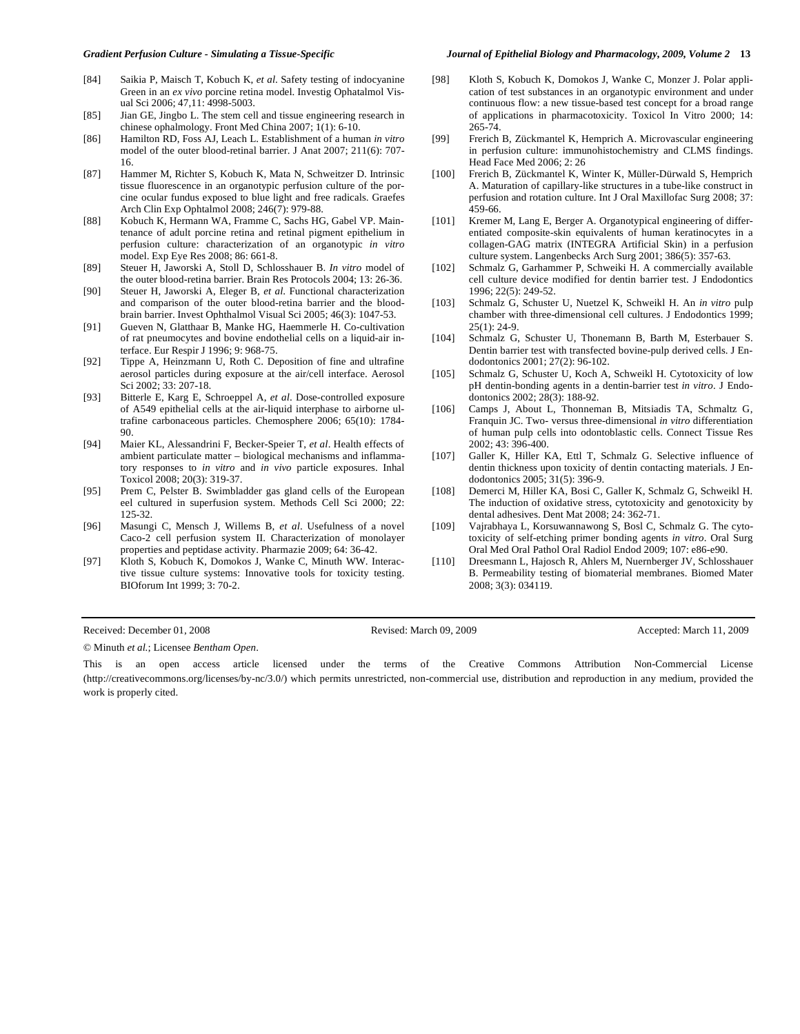[84] Saikia P, Maisch T, Kobuch K, *et al*. Safety testing of indocyanine Green in an *ex vivo* porcine retina model. Investig Ophatalmol Visual Sci 2006; 47,11: 4998-5003.

[85] Jian GE, Jingbo L. The stem cell and tissue engineering research in chinese ophalmology. Front Med China 2007; 1(1): 6-10.

[86] Hamilton RD, Foss AJ, Leach L. Establishment of a human *in vitro* model of the outer blood-retinal barrier. J Anat 2007; 211(6): 707-16.

[87] Hammer M, Richter S, Kobuch K, Mata N, Schweitzer D. Intrinsic tissue fluorescence in an organotypic perfusion culture of the porcine ocular fundus exposed to blue light and free radicals. Graefes Arch Clin Exp Ophtalmol 2008; 246(7): 979-88.

[88] Kobuch K, Hermann WA, Framme C, Sachs HG, Gabel VP. Maintenance of adult porcine retina and retinal pigment epithelium in perfusion culture: characterization of an organotypic *in vitro* model. Exp Eye Res 2008; 86: 661-8.

[89] Steuer H, Jaworski A, Stoll D, Schlosshauer B. *In vitro* model of the outer blood-retina barrier. Brain Res Protocols 2004; 13: 26-36.

[90] Steuer H, Jaworski A, Eleger B, *et al*. Functional characterization and comparison of the outer blood-retina barrier and the blood-brain barrier. Invest Ophthalmol Visual Sci 2005; 46(3): 1047-53.

[91] Gueven N, Glatthaar B, Manke HG, Haemmerle H. Co-cultivation of rat pneumocytes and bovine endothelial cells on a liquid-air interface. Eur Respir J 1996; 9: 968-75.

[92] Tippe A, Heinzmann U, Roth C. Deposition of fine and ultrafine aerosol particles during exposure at the air/cell interface. Aerosol Sci 2002; 33: 207-18.

[93] Bitterle E, Karg E, Schroeppel A, *et al*. Dose-controlled exposure of A549 epithelial cells at the air-liquid interphase to airborne ultrafine carbonaceous particles. Chemosphere 2006; 65(10): 1784-90.

[94] Maier KL, Alessandrini F, Becker-Speier T, *et al*. Health effects of ambient particulate matter – biological mechanisms and inflammatory responses to *in vitro* and *in vivo* particle exposures. Inhal Toxicol 2008; 20(3): 319-37.

[95] Prem C, Pelster B. Swimbladder gas gland cells of the European eel cultured in superfusion system. Methods Cell Sci 2000; 22: 125-32.

[96] Masungi C, Mensch J, Willems B, *et al*. Usefulness of a novel Caco-2 cell perfusion system II. Characterization of monolayer properties and peptidase activity. Pharmazie 2009; 64: 36-42.

[97] Kloth S, Kobuch K, Domokos J, Wanke C, Minuth WW. Interactive tissue culture systems: Innovative tools for toxicity testing. BIOforum Int 1999; 3: 70-2.

[98] Kloth S, Kobuch K, Domokos J, Wanke C, Monzer J. Polar application of test substances in an organotypic environment and under continuous flow: a new tissue-based test concept for a broad range of applications in pharmacotoxicity. Toxicol In Vitro 2000; 14: 265-74.

[99] Frerich B, Zückmantel K, Hemprich A. Microvascular engineering in perfusion culture: immunohistochemistry and CLMS findings. Head Face Med 2006; 2: 26

[100] Frerich B, Zückmantel K, Winter K, Müller-Dürwald S, Hemprich A. Maturation of capillary-like structures in a tube-like construct in perfusion and rotation culture. Int J Oral Maxillofac Surg 2008; 37: 459-66.

[101] Kremer M, Lang E, Berger A. Organotypical engineering of differentiated composite-skin equivalents of human keratinocytes in a collagen-GAG matrix (INTEGRA Artificial Skin) in a perfusion culture system. Langenbecks Arch Surg 2001; 386(5): 357-63.

[102] Schmalz G, Garhammer P, Schweiki H. A commercially available cell culture device modified for dentin barrier test. J Endodontics 1996; 22(5): 249-52.

[103] Schmalz G, Schuster U, Nuetzel K, Schweikl H. An *in vitro* pulp chamber with three-dimensional cell cultures. J Endodontics 1999; 25(1): 24-9.

[104] Schmalz G, Schuster U, Thonemann B, Barth M, Esterbauer S. Dentin barrier test with transfected bovine-pulp derived cells. J Endodontics 2001; 27(2): 96-102.

[105] Schmalz G, Schuster U, Koch A, Schweikl H. Cytotoxicity of low pH dentin-bonding agents in a dentin-barrier test *in vitro*. J Endodontics 2002; 28(3): 188-92.

[106] Camps J, About L, Thonneman B, Mitsiadis TA, Schmaltz G, Franquin JC. Two- versus three-dimensional *in vitro* differentiation of human pulp cells into odontoblastic cells. Connect Tissue Res 2002; 43: 396-400.

[107] Galler K, Hiller KA, Ettl T, Schmalz G. Selective influence of dentin thickness upon toxicity of dentin contacting materials. J Endodontics 2005; 31(5): 396-9.

[108] Demerci M, Hiller KA, Bosi C, Galler K, Schmalz G, Schweikl H. The induction of oxidative stress, cytotoxicity and genotoxicity by dental adhesives. Dent Mat 2008; 24: 362-71.

[109] Vajrabhaya L, Korsuwannawong S, Bosl C, Schmalz G. The cytotoxicity of self-etching primer bonding agents *in vitro*. Oral Surg Oral Med Oral Pathol Oral Radiol Endod 2009; 107: e86-e90.

[110] Dreesmann L, Hajosch R, Ahlers M, Nuernberger JV, Schlosshauer B. Permeability testing of biomaterial membranes. Biomed Mater 2008; 3(3): 034119.

---

Received: December 01, 2008 Revised: March 09, 2009 Accepted: March 11, 2009

© Minuth *et al.*; Licensee *Bentham Open*.

This is an open access article licensed under the terms of the Creative Commons Attribution Non-Commercial License (http://creativecommons.org/licenses/by-nc/3.0/) which permits unrestricted, non-commercial use, distribution and reproduction in any medium, provided the work is properly cited.